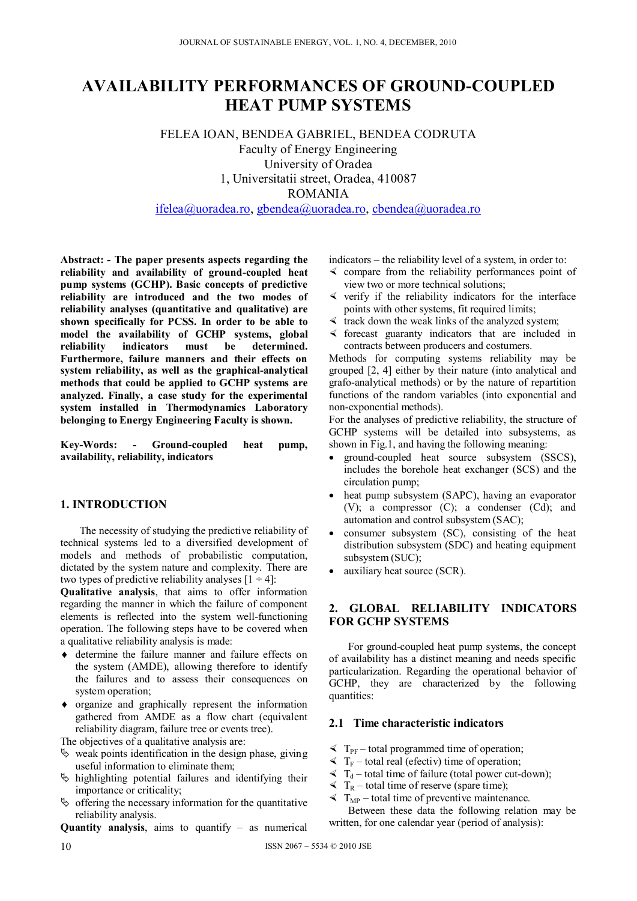# AVAILABILITY PERFORMANCES OF GROUND-COUPLED HEAT PUMP SYSTEMS

FELEA IOAN, BENDEA GABRIEL, BENDEA CODRUTA
Faculty of Energy Engineering
University of Oradea
1, Universitatii street, Oradea, 410087
ROMANIA
ifelea@uoradea.ro, gbendea@uoradea.ro, cbendea@uoradea.ro

**Abstract: - The paper presents aspects regarding the reliability and availability of ground-coupled heat pump systems (GCHP). Basic concepts of predictive reliability are introduced and the two modes of reliability analyses (quantitative and qualitative) are shown specifically for PCSS. In order to be able to model the availability of GCHP systems, global reliability indicators must be determined. Furthermore, failure manners and their effects on system reliability, as well as the graphical-analytical methods that could be applied to GCHP systems are analyzed. Finally, a case study for the experimental system installed in Thermodynamics Laboratory belonging to Energy Engineering Faculty is shown.**

**Key-Words: - Ground-coupled heat pump, availability, reliability, indicators**

## 1. INTRODUCTION

The necessity of studying the predictive reliability of technical systems led to a diversified development of models and methods of probabilistic computation, dictated by the system nature and complexity. There are two types of predictive reliability analyses [1 ÷ 4]:

**Qualitative analysis**, that aims to offer information regarding the manner in which the failure of component elements is reflected into the system well-functioning operation. The following steps have to be covered when a qualitative reliability analysis is made:

- determine the failure manner and failure effects on the system (AMDE), allowing therefore to identify the failures and to assess their consequences on system operation;
- organize and graphically represent the information gathered from AMDE as a flow chart (equivalent reliability diagram, failure tree or events tree).

The objectives of a qualitative analysis are:

- weak points identification in the design phase, giving useful information to eliminate them;
- highlighting potential failures and identifying their importance or criticality;
- offering the necessary information for the quantitative reliability analysis.

**Quantity analysis**, aims to quantify – as numerical indicators – the reliability level of a system, in order to:

- compare from the reliability performances point of view two or more technical solutions;
- verify if the reliability indicators for the interface points with other systems, fit required limits;
- track down the weak links of the analyzed system;
- forecast guaranty indicators that are included in contracts between producers and costumers.

Methods for computing systems reliability may be grouped [2, 4] either by their nature (into analytical and grafo-analytical methods) or by the nature of repartition functions of the random variables (into exponential and non-exponential methods).

For the analyses of predictive reliability, the structure of GCHP systems will be detailed into subsystems, as shown in Fig.1, and having the following meaning:

- ground-coupled heat source subsystem (SSCS), includes the borehole heat exchanger (SCS) and the circulation pump;
- heat pump subsystem (SAPC), having an evaporator (V); a compressor (C); a condenser (Cd); and automation and control subsystem (SAC);
- consumer subsystem (SC), consisting of the heat distribution subsystem (SDC) and heating equipment subsystem (SUC);
- auxiliary heat source (SCR).

## 2. GLOBAL RELIABILITY INDICATORS FOR GCHP SYSTEMS

For ground-coupled heat pump systems, the concept of availability has a distinct meaning and needs specific particularization. Regarding the operational behavior of GCHP, they are characterized by the following quantities:

### 2.1 Time characteristic indicators

- $T_{PF}$ – total programmed time of operation;
- $T_F$ – total real (efectiv) time of operation;
- $T_d$ – total time of failure (total power cut-down);
- $T_R$ – total time of reserve (spare time);
- $T_{MP}$ – total time of preventive maintenance.

Between these data the following relation may be written, for one calendar year (period of analysis):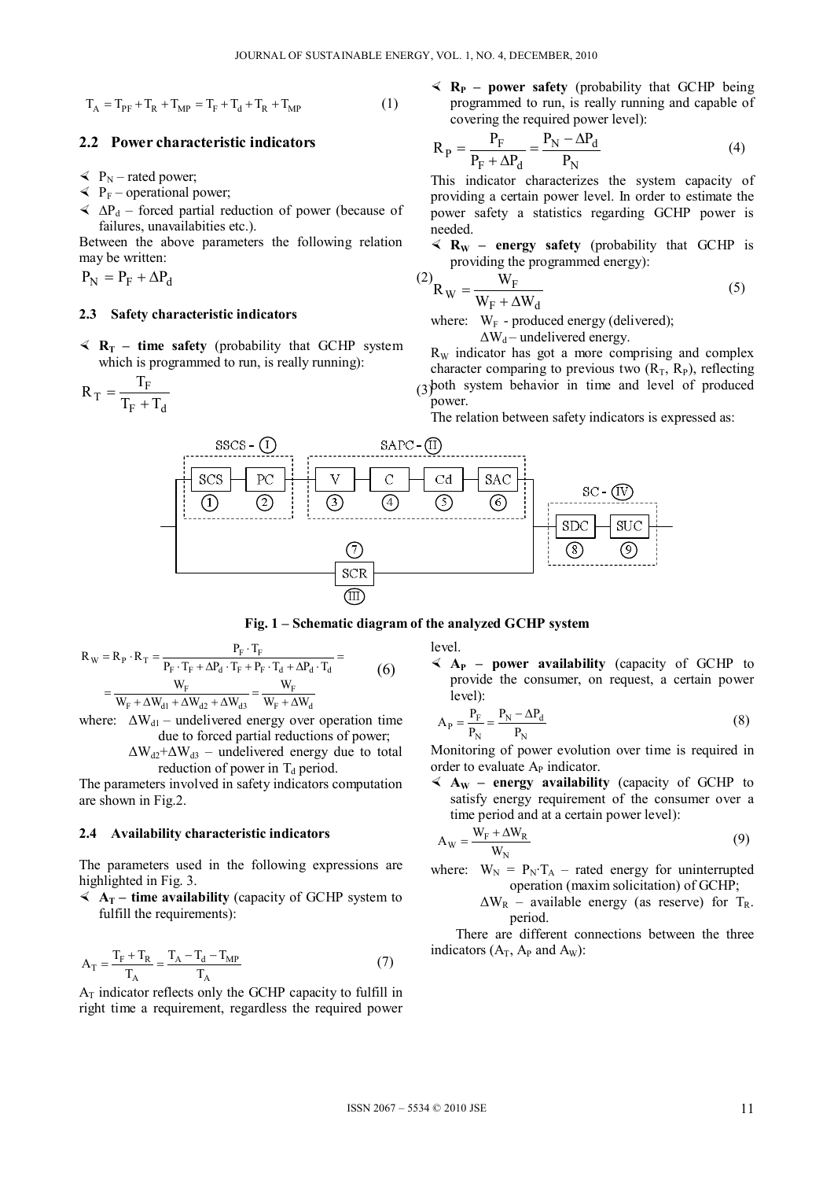$$T_A = T_{PF} + T_R + T_{MP} = T_F + T_d + T_R + T_{MP} \quad (1)$$

## 2.2 Power characteristic indicators

- $P_N$ – rated power;
- $P_F$ – operational power;
- $\Delta P_d$ – forced partial reduction of power (because of failures, unavailabities etc.).

Between the above parameters the following relation may be written:

$$P_N = P_F + \Delta P_d \quad (2)$$

### 2.3 Safety characteristic indicators

- **$R_T$ – time safety** (probability that GCHP system which is programmed to run, is really running):

$$R_T = \frac{T_F}{T_F + T_d} \quad (3)$$

- **$R_P$ – power safety** (probability that GCHP being programmed to run, is really running and capable of covering the required power level):

$$R_P = \frac{P_F}{P_F + \Delta P_d} = \frac{P_N - \Delta P_d}{P_N} \quad (4)$$

This indicator characterizes the system capacity of providing a certain power level. In order to estimate the power safety a statistics regarding GCHP power is needed.

- **$R_W$ – energy safety** (probability that GCHP is providing the programmed energy):

$$R_W = \frac{W_F}{W_F + \Delta W_d} \quad (5)$$

where: $W_F$ - produced energy (delivered);
$\Delta W_d$ – undelivered energy.

$R_W$ indicator has got a more comprising and complex character comparing to previous two ($R_T$, $R_P$), reflecting both system behavior in time and level of produced power.

The relation between safety indicators is expressed as:

SSCS - I; SAPC - II; SCS (1); PC (2); V (3); C (4); Cd (5); SAC (6); SCR (7) III; SC - IV; SDC (8); SUC (9)

**Fig. 1 – Schematic diagram of the analyzed GCHP system**

$$R_W = R_P \cdot R_T = \frac{P_F \cdot T_F}{P_F \cdot T_F + \Delta P_d \cdot T_F + P_F \cdot T_d + \Delta P_d \cdot T_d} = \frac{W_F}{W_F + \Delta W_{d1} + \Delta W_{d2} + \Delta W_{d3}} = \frac{W_F}{W_F + \Delta W_d} \quad (6)$$

where: $\Delta W_{d1}$ – undelivered energy over operation time due to forced partial reductions of power;
$\Delta W_{d2} + \Delta W_{d3}$ – undelivered energy due to total reduction of power in $T_d$ period.

The parameters involved in safety indicators computation are shown in Fig.2.

### 2.4 Availability characteristic indicators

The parameters used in the following expressions are highlighted in Fig. 3.

- **$A_T$ – time availability** (capacity of GCHP system to fulfill the requirements):

$$A_T = \frac{T_F + T_R}{T_A} = \frac{T_A - T_d - T_{MP}}{T_A} \quad (7)$$

$A_T$ indicator reflects only the GCHP capacity to fulfill in right time a requirement, regardless the required power level.

- **$A_P$ – power availability** (capacity of GCHP to provide the consumer, on request, a certain power level):

$$A_P = \frac{P_F}{P_N} = \frac{P_N - \Delta P_d}{P_N} \quad (8)$$

Monitoring of power evolution over time is required in order to evaluate $A_P$ indicator.

- **$A_W$ – energy availability** (capacity of GCHP to satisfy energy requirement of the consumer over a time period and at a certain power level):

$$A_W = \frac{W_F + \Delta W_R}{W_N} \quad (9)$$

where: $W_N = P_N \cdot T_A$ – rated energy for uninterrupted operation (maxim solicitation) of GCHP;
$\Delta W_R$ – available energy (as reserve) for $T_R$. period.

There are different connections between the three indicators ($A_T$, $A_P$ and $A_W$):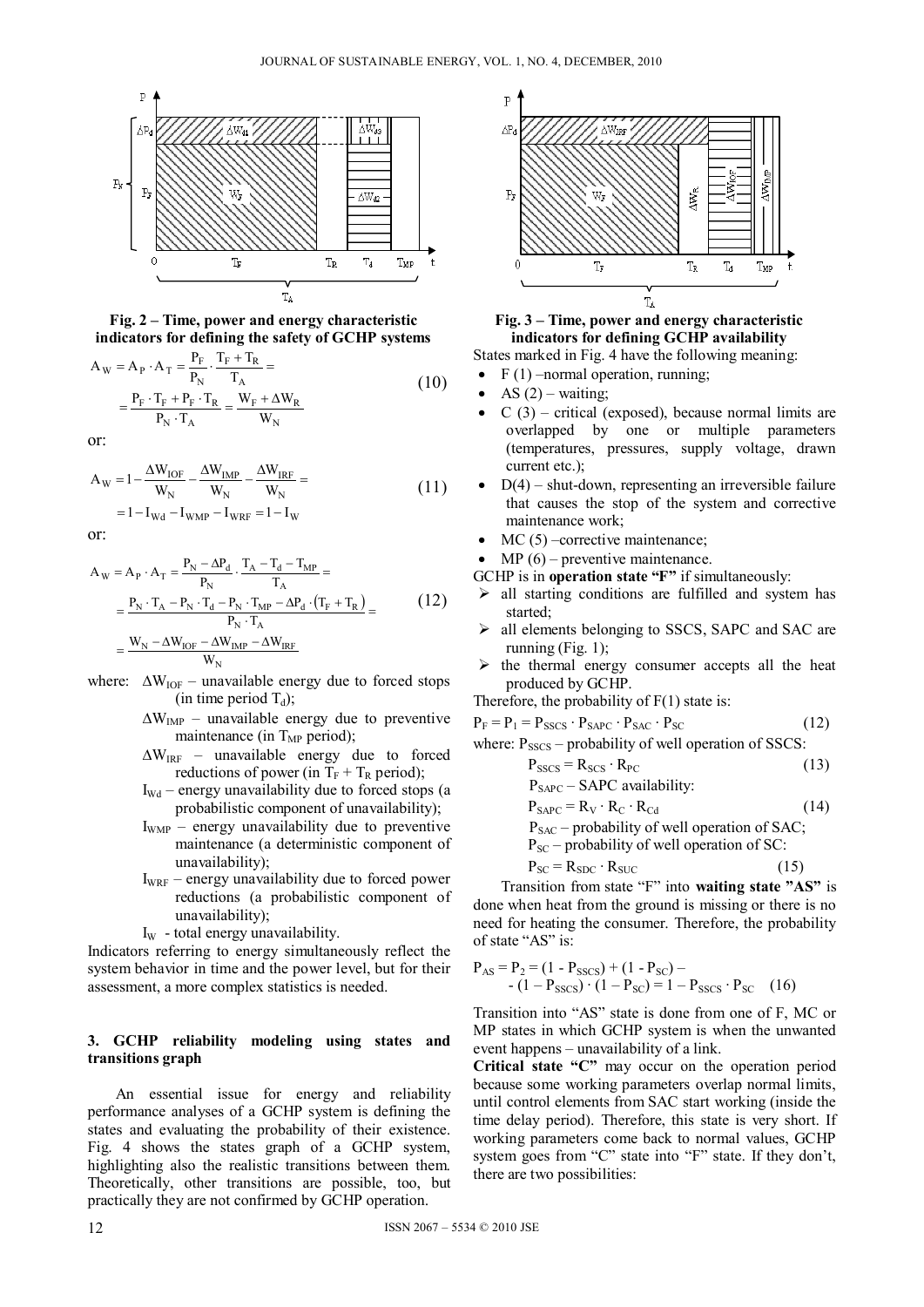P

$\Delta P_d$

$P_N$

$P_F$

$\Delta W_{d1}$

$W_F$

$\Delta W_{d3}$

$\Delta W_{d2}$

0 $T_F$ $T_R$ $T_d$ $T_{MP}$ t

$T_A$

**Fig. 2 – Time, power and energy characteristic indicators for defining the safety of GCHP systems**

$$A_W = A_P \cdot A_T = \frac{P_F}{P_N} \cdot \frac{T_F + T_R}{T_A} = \frac{P_F \cdot T_F + P_F \cdot T_R}{P_N \cdot T_A} = \frac{W_F + \Delta W_R}{W_N} \tag{10}$$

or:

$$A_W = 1 - \frac{\Delta W_{IOF}}{W_N} - \frac{\Delta W_{IMP}}{W_N} - \frac{\Delta W_{IRF}}{W_N} = 1 - I_{Wd} - I_{WMP} - I_{WRF} = 1 - I_W \tag{11}$$

or:

$$A_W = A_P \cdot A_T = \frac{P_N - \Delta P_d}{P_N} \cdot \frac{T_A - T_d - T_{MP}}{T_A} = \frac{P_N \cdot T_A - P_N \cdot T_d - P_N \cdot T_{MP} - \Delta P_d \cdot (T_F + T_R)}{P_N \cdot T_A} = \frac{W_N - \Delta W_{IOF} - \Delta W_{IMP} - \Delta W_{IRF}}{W_N} \tag{12}$$

where:
- $\Delta W_{IOF}$ – unavailable energy due to forced stops (in time period $T_d$);
- $\Delta W_{IMP}$ – unavailable energy due to preventive maintenance (in $T_{MP}$ period);
- $\Delta W_{IRF}$ – unavailable energy due to forced reductions of power (in $T_F + T_R$ period);
- $I_{Wd}$ – energy unavailability due to forced stops (a probabilistic component of unavailability);
- $I_{WMP}$ – energy unavailability due to preventive maintenance (a deterministic component of unavailability);
- $I_{WRF}$ – energy unavailability due to forced power reductions (a probabilistic component of unavailability);
- $I_W$ - total energy unavailability.

Indicators referring to energy simultaneously reflect the system behavior in time and the power level, but for their assessment, a more complex statistics is needed.

## 3. GCHP reliability modeling using states and transitions graph

An essential issue for energy and reliability performance analyses of a GCHP system is defining the states and evaluating the probability of their existence. Fig. 4 shows the states graph of a GCHP system, highlighting also the realistic transitions between them. Theoretically, other transitions are possible, too, but practically they are not confirmed by GCHP operation.

P

$\Delta P_d$

$P_F$

$\Delta W_{IRF}$

$W_F$

$\Delta W_R$

$\Delta W_{IOF}$

$\Delta W_{IMP}$

0 $T_F$ $T_R$ $T_d$ $T_{MP}$ t

$T_A$

**Fig. 3 – Time, power and energy characteristic indicators for defining GCHP availability**

States marked in Fig. 4 have the following meaning:

- F (1) –normal operation, running;
- AS (2) – waiting;
- C (3) – critical (exposed), because normal limits are overlapped by one or multiple parameters (temperatures, pressures, supply voltage, drawn current etc.);
- D(4) – shut-down, representing an irreversible failure that causes the stop of the system and corrective maintenance work;
- MC (5) –corrective maintenance;
- MP (6) – preventive maintenance.

GCHP is in **operation state "F"** if simultaneously:

- all starting conditions are fulfilled and system has started;
- all elements belonging to SSCS, SAPC and SAC are running (Fig. 1);
- the thermal energy consumer accepts all the heat produced by GCHP.

Therefore, the probability of F(1) state is:

$$P_F = P_1 = P_{SSCS} \cdot P_{SAPC} \cdot P_{SAC} \cdot P_{SC} \tag{12}$$

where: $P_{SSCS}$ – probability of well operation of SSCS:

$$P_{SSCS} = R_{SCS} \cdot R_{PC} \tag{13}$$

$P_{SAPC}$ – SAPC availability:

$$P_{SAPC} = R_V \cdot R_C \cdot R_{Cd} \tag{14}$$

$P_{SAC}$ – probability of well operation of SAC;

$P_{SC}$ – probability of well operation of SC:

$$P_{SC} = R_{SDC} \cdot R_{SUC} \tag{15}$$

Transition from state "F" into **waiting state "AS"** is done when heat from the ground is missing or there is no need for heating the consumer. Therefore, the probability of state "AS" is:

$$P_{AS} = P_2 = (1 - P_{SSCS}) + (1 - P_{SC}) - (1 - P_{SSCS}) \cdot (1 - P_{SC}) = 1 - P_{SSCS} \cdot P_{SC} \tag{16}$$

Transition into "AS" state is done from one of F, MC or MP states in which GCHP system is when the unwanted event happens – unavailability of a link.

**Critical state "C"** may occur on the operation period because some working parameters overlap normal limits, until control elements from SAC start working (inside the time delay period). Therefore, this state is very short. If working parameters come back to normal values, GCHP system goes from "C" state into "F" state. If they don't, there are two possibilities: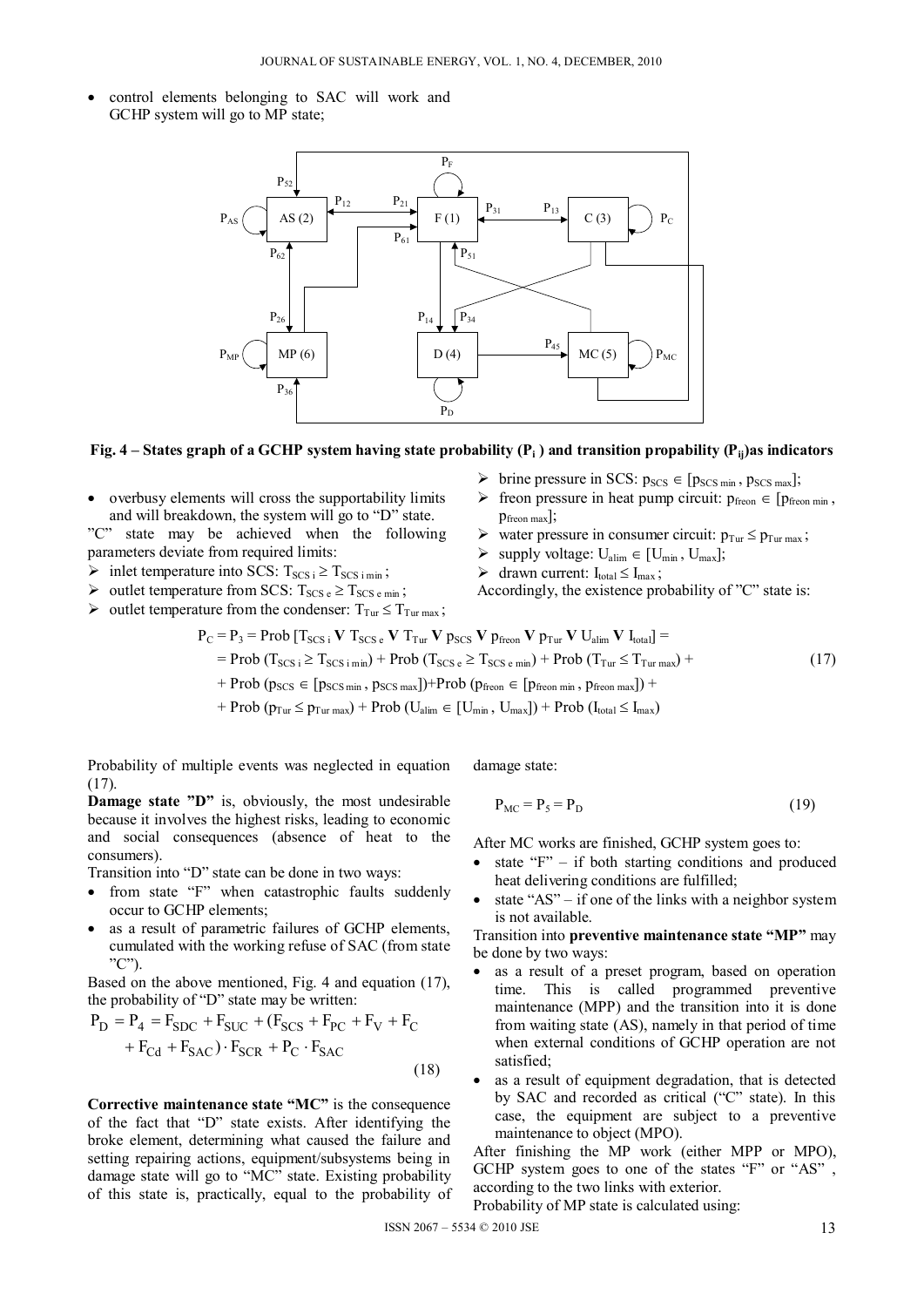- control elements belonging to SAC will work and GCHP system will go to MP state;

PF
P52
P12
P21
P31
P13
PAS
AS (2)
F (1)
C (3)
PC
P61
P62
P51
P26
P14
P34
P45
PMP
MP (6)
D (4)
MC (5)
PMC
P36
PD

**Fig. 4 – States graph of a GCHP system having state probability ($P_i$ ) and transition propability ($P_{ij}$)as indicators**

- overbusy elements will cross the supportability limits and will breakdown, the system will go to "D" state.

"C" state may be achieved when the following parameters deviate from required limits:

- inlet temperature into SCS: $T_{SCS\,i} \geq T_{SCS\,i\,min}$ ;
- outlet temperature from SCS: $T_{SCS\,e} \geq T_{SCS\,e\,min}$ ;
- outlet temperature from the condenser: $T_{Tur} \leq T_{Tur\,max}$ ;
- brine pressure in SCS: $p_{SCS} \in [p_{SCS\,min}, p_{SCS\,max}]$;
- freon pressure in heat pump circuit: $p_{freon} \in [p_{freon\,min}, p_{freon\,max}]$;
- water pressure in consumer circuit: $p_{Tur} \leq p_{Tur\,max}$ ;
- supply voltage: $U_{alim} \in [U_{min}, U_{max}]$;
- drawn current: $I_{total} \leq I_{max}$ ;

Accordingly, the existence probability of "C" state is:

$$\begin{aligned} P_C = P_3 &= \text{Prob}\,[T_{SCS\,i} \vee T_{SCS\,e} \vee T_{Tur} \vee p_{SCS} \vee p_{freon} \vee p_{Tur} \vee U_{alim} \vee I_{total}] = \\ &= \text{Prob}\,(T_{SCS\,i} \geq T_{SCS\,i\,min}) + \text{Prob}\,(T_{SCS\,e} \geq T_{SCS\,e\,min}) + \text{Prob}\,(T_{Tur} \leq T_{Tur\,max}) + \\ &+ \text{Prob}\,(p_{SCS} \in [p_{SCS\,min}, p_{SCS\,max}]) + \text{Prob}\,(p_{freon} \in [p_{freon\,min}, p_{freon\,max}]) + \\ &+ \text{Prob}\,(p_{Tur} \leq p_{Tur\,max}) + \text{Prob}\,(U_{alim} \in [U_{min}, U_{max}]) + \text{Prob}\,(I_{total} \leq I_{max}) \end{aligned} \tag{17}$$

Probability of multiple events was neglected in equation (17).

**Damage state "D"** is, obviously, the most undesirable because it involves the highest risks, leading to economic and social consequences (absence of heat to the consumers).

Transition into "D" state can be done in two ways:

- from state "F" when catastrophic faults suddenly occur to GCHP elements;
- as a result of parametric failures of GCHP elements, cumulated with the working refuse of SAC (from state "C").

Based on the above mentioned, Fig. 4 and equation (17), the probability of "D" state may be written:

$$\begin{aligned} P_D = P_4 &= F_{SDC} + F_{SUC} + (F_{SCS} + F_{PC} + F_V + F_C \\ &+ F_{Cd} + F_{SAC}) \cdot F_{SCR} + P_C \cdot F_{SAC} \end{aligned} \tag{18}$$

**Corrective maintenance state "MC"** is the consequence of the fact that "D" state exists. After identifying the broke element, determining what caused the failure and setting repairing actions, equipment/subsystems being in damage state will go to "MC" state. Existing probability of this state is, practically, equal to the probability of damage state:

$$P_{MC} = P_5 = P_D \tag{19}$$

After MC works are finished, GCHP system goes to:

- state "F" – if both starting conditions and produced heat delivering conditions are fulfilled;
- state "AS" – if one of the links with a neighbor system is not available.

Transition into **preventive maintenance state "MP"** may be done by two ways:

- as a result of a preset program, based on operation time. This is called programmed preventive maintenance (MPP) and the transition into it is done from waiting state (AS), namely in that period of time when external conditions of GCHP operation are not satisfied;
- as a result of equipment degradation, that is detected by SAC and recorded as critical ("C" state). In this case, the equipment are subject to a preventive maintenance to object (MPO).

After finishing the MP work (either MPP or MPO), GCHP system goes to one of the states "F" or "AS" , according to the two links with exterior.

Probability of MP state is calculated using: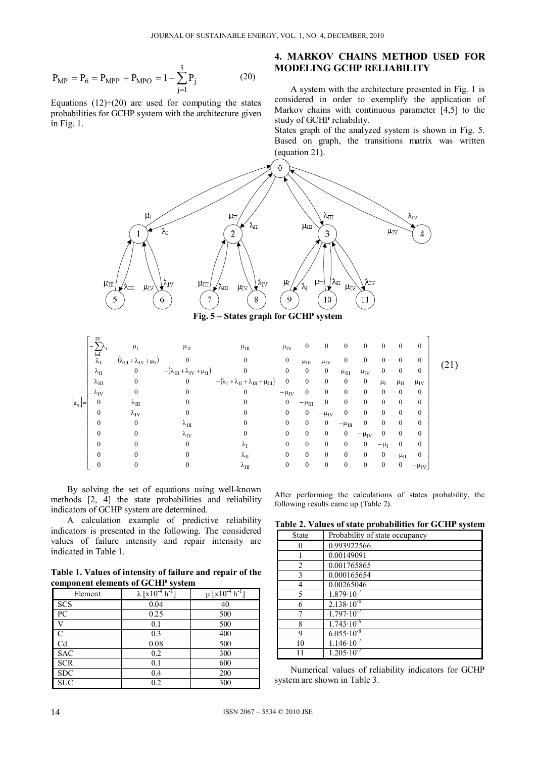$$P_{MP} = P_6 = P_{MPP} + P_{MPO} = 1 - \sum_{j=1}^{5} P_j \tag{20}$$

Equations (12)÷(20) are used for computing the states probabilities for GCHP system with the architecture given in Fig. 1.

## 4. MARKOV CHAINS METHOD USED FOR MODELING GCHP RELIABILITY

A system with the architecture presented in Fig. 1 is considered in order to exemplify the application of Markov chains with continuous parameter [4,5] to the study of GCHP reliability.

States graph of the analyzed system is shown in Fig. 5. Based on graph, the transitions matrix was written (equation 21).

0
$\mu_I$ $\lambda_I$ $\mu_{II}$ $\lambda_{II}$ $\mu_{III}$ $\lambda_{III}$ $\mu_{IV}$ $\lambda_{IV}$
1 2 3 4
$\mu_{III}$ $\lambda_{III}$ $\mu_{IV}$ $\lambda_{IV}$ $\mu_{III}$ $\lambda_{III}$ $\mu_{IV}$ $\lambda_{IV}$ $\mu_I$ $\lambda_I$ $\mu_{II}$ $\lambda_{II}$ $\mu_{IV}$ $\lambda_{IV}$
5 6 7 8 9 10 11

**Fig. 5 – States graph for GCHP system**

$$[a_{ij}] = \begin{bmatrix}
-\sum_{i=I}^{IV}\lambda_i & \mu_I & \mu_{II} & \mu_{III} & \mu_{IV} & 0 & 0 & 0 & 0 & 0 & 0 & 0 \\
\lambda_I & -(\lambda_{III}+\lambda_{IV}+\mu_I) & 0 & 0 & 0 & \mu_{III} & \mu_{IV} & 0 & 0 & 0 & 0 & 0 \\
\lambda_{II} & 0 & -(\lambda_{III}+\lambda_{IV}+\mu_{II}) & 0 & 0 & 0 & 0 & \mu_{III} & \mu_{IV} & 0 & 0 & 0 \\
\lambda_{III} & 0 & 0 & -(\lambda_I+\lambda_{II}+\lambda_{III}+\mu_{III}) & 0 & 0 & 0 & 0 & 0 & \mu_I & \mu_{II} & \mu_{IV} \\
\lambda_{IV} & 0 & 0 & 0 & -\mu_{IV} & 0 & 0 & 0 & 0 & 0 & 0 & 0 \\
0 & \lambda_{III} & 0 & 0 & 0 & -\mu_{III} & 0 & 0 & 0 & 0 & 0 & 0 \\
0 & \lambda_{IV} & 0 & 0 & 0 & 0 & -\mu_{IV} & 0 & 0 & 0 & 0 & 0 \\
0 & 0 & \lambda_{III} & 0 & 0 & 0 & 0 & -\mu_{III} & 0 & 0 & 0 & 0 \\
0 & 0 & \lambda_{IV} & 0 & 0 & 0 & 0 & 0 & -\mu_{IV} & 0 & 0 & 0 \\
0 & 0 & 0 & \lambda_I & 0 & 0 & 0 & 0 & 0 & -\mu_I & 0 & 0 \\
0 & 0 & 0 & \lambda_{II} & 0 & 0 & 0 & 0 & 0 & 0 & -\mu_{II} & 0 \\
0 & 0 & 0 & \lambda_{III} & 0 & 0 & 0 & 0 & 0 & 0 & 0 & -\mu_{IV}
\end{bmatrix} \tag{21}$$

By solving the set of equations using well-known methods [2, 4] the state probabilities and reliability indicators of GCHP system are determined.

A calculation example of predictive reliability indicators is presented in the following. The considered values of failure intensity and repair intensity are indicated in Table 1.

**Table 1. Values of intensity of failure and repair of the component elements of GCHP system**

| Element | $\lambda$ [$x10^{-4}$ $h^{-1}$] | $\mu$ [$x10^{-4}$ $h^{-1}$] |
|---|---|---|
| SCS | 0.04 | 40 |
| PC | 0.25 | 500 |
| V | 0.1 | 500 |
| C | 0.3 | 400 |
| Cd | 0.08 | 500 |
| SAC | 0.2 | 300 |
| SCR | 0.1 | 600 |
| SDC | 0.4 | 200 |
| SUC | 0.2 | 300 |

After performing the calculations of states probability, the following results came up (Table 2).

**Table 2. Values of state probabilities for GCHP system**

| State | Probability of state occupancy |
|---|---|
| 0 | 0.993922566 |
| 1 | 0.00149091 |
| 2 | 0.001765865 |
| 3 | 0.000165654 |
| 4 | 0.00265046 |
| 5 | $1.879 \cdot 10^{-7}$ |
| 6 | $2.138 \cdot 10^{-6}$ |
| 7 | $1.797 \cdot 10^{-7}$ |
| 8 | $1.743 \cdot 10^{-6}$ |
| 9 | $6.055 \cdot 10^{-8}$ |
| 10 | $1.146 \cdot 10^{-7}$ |
| 11 | $1.205 \cdot 10^{-7}$ |

Numerical values of reliability indicators for GCHP system are shown in Table 3.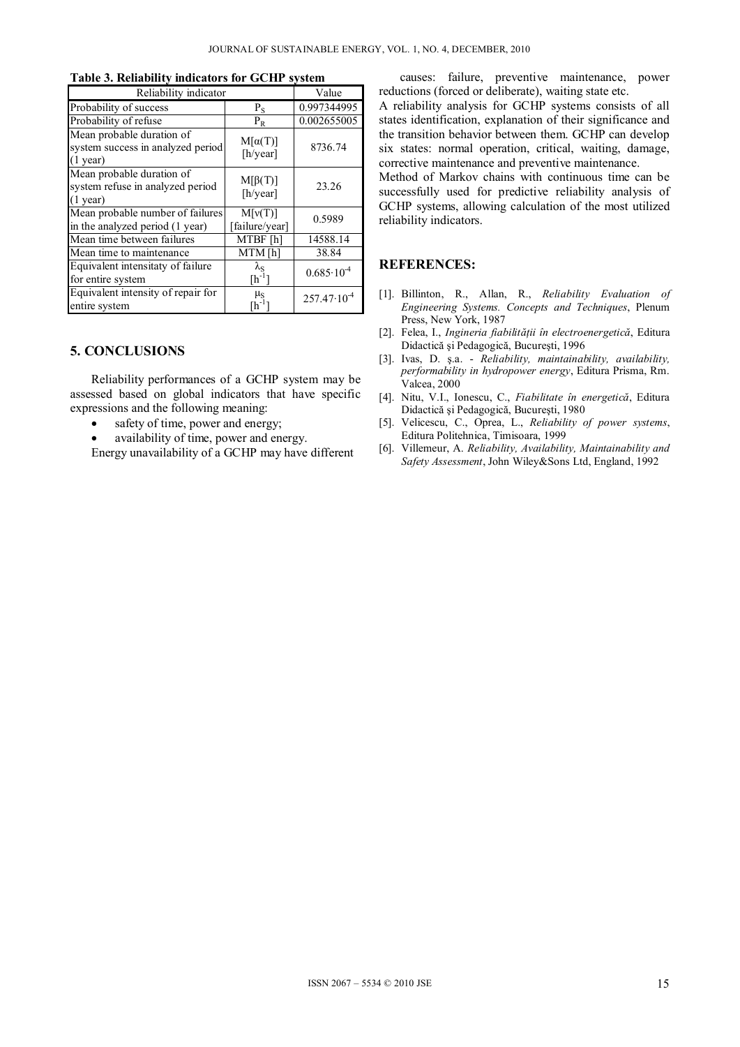**Table 3. Reliability indicators for GCHP system**

| Reliability indicator | | Value |
|---|---|---|
| Probability of success | $P_S$ | 0.997344995 |
| Probability of refuse | $P_R$ | 0.002655005 |
| Mean probable duration of system success in analyzed period (1 year) | $M[\alpha(T)]$ [h/year] | 8736.74 |
| Mean probable duration of system refuse in analyzed period (1 year) | $M[\beta(T)]$ [h/year] | 23.26 |
| Mean probable number of failures in the analyzed period (1 year) | $M[\nu(T)]$ [failure/year] | 0.5989 |
| Mean time between failures | MTBF [h] | 14588.14 |
| Mean time to maintenance | MTM [h] | 38.84 |
| Equivalent intensitaty of failure for entire system | $\lambda_S$ $[h^{-1}]$ | $0.685 \cdot 10^{-4}$ |
| Equivalent intensity of repair for entire system | $\mu_S$ $[h^{-1}]$ | $257.47 \cdot 10^{-4}$ |

## 5. CONCLUSIONS

Reliability performances of a GCHP system may be assessed based on global indicators that have specific expressions and the following meaning:

- safety of time, power and energy;
- availability of time, power and energy.

Energy unavailability of a GCHP may have different causes: failure, preventive maintenance, power reductions (forced or deliberate), waiting state etc.

A reliability analysis for GCHP systems consists of all states identification, explanation of their significance and the transition behavior between them. GCHP can develop six states: normal operation, critical, waiting, damage, corrective maintenance and preventive maintenance.

Method of Markov chains with continuous time can be successfully used for predictive reliability analysis of GCHP systems, allowing calculation of the most utilized reliability indicators.

## REFERENCES:

[1]. Billinton, R., Allan, R., *Reliability Evaluation of Engineering Systems. Concepts and Techniques*, Plenum Press, New York, 1987

[2]. Felea, I., *Ingineria fiabilității în electroenergetică*, Editura Didactică şi Pedagogică, Bucureşti, 1996

[3]. Ivas, D. ş.a. - *Reliability, maintainability, availability, performability in hydropower energy*, Editura Prisma, Rm. Valcea, 2000

[4]. Nitu, V.I., Ionescu, C., *Fiabilitate în energetică*, Editura Didactică şi Pedagogică, Bucureşti, 1980

[5]. Velicescu, C., Oprea, L., *Reliability of power systems*, Editura Politehnica, Timisoara, 1999

[6]. Villemeur, A. *Reliability, Availability, Maintainability and Safety Assessment*, John Wiley&Sons Ltd, England, 1992